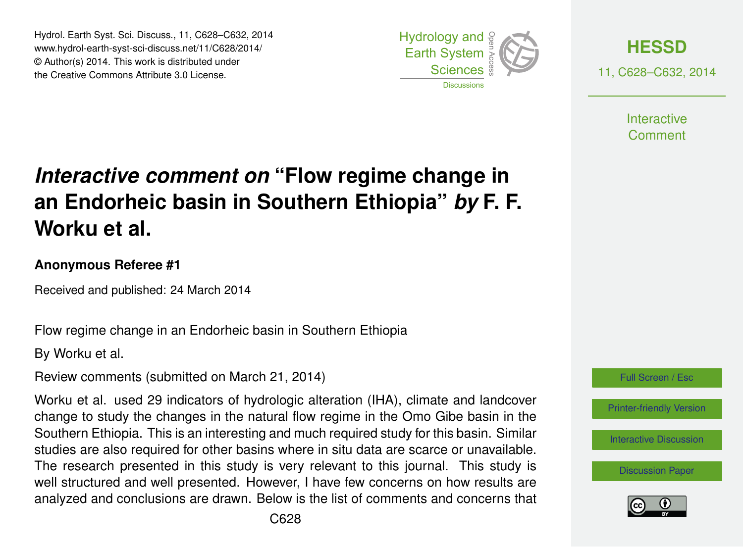# *Interactive comment on* "Flow regime change in an Endorheic basin in Southern Ethiopia" *by* F. F. Worku et al.

**Anonymous Referee #1**

Received and published: 24 March 2014

Flow regime change in an Endorheic basin in Southern Ethiopia

By Worku et al.

Review comments (submitted on March 21, 2014)

Worku et al. used 29 indicators of hydrologic alteration (IHA), climate and landcover change to study the changes in the natural flow regime in the Omo Gibe basin in the Southern Ethiopia. This is an interesting and much required study for this basin. Similar studies are also required for other basins where in situ data are scarce or unavailable. The research presented in this study is very relevant to this journal. This study is well structured and well presented. However, I have few concerns on how results are analyzed and conclusions are drawn. Below is the list of comments and concerns that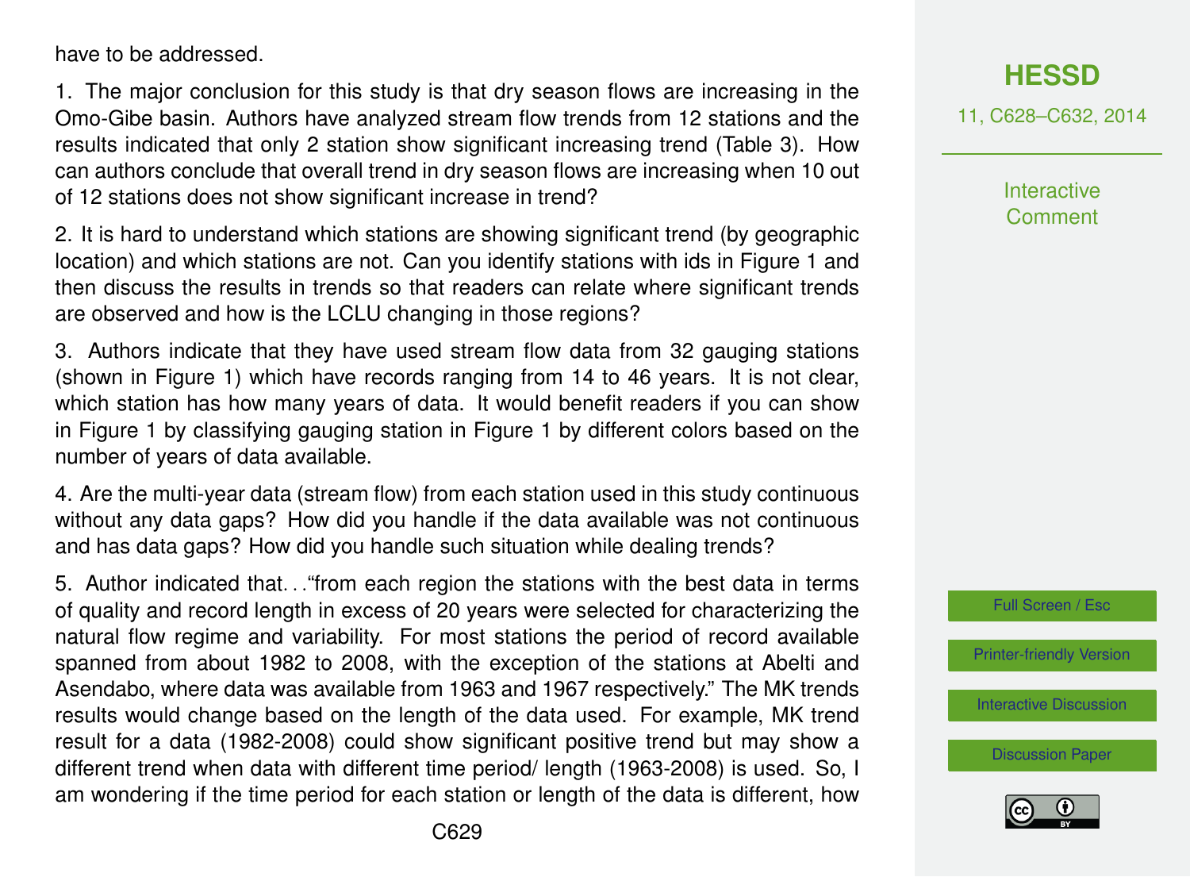have to be addressed.

1. The major conclusion for this study is that dry season flows are increasing in the Omo-Gibe basin. Authors have analyzed stream flow trends from 12 stations and the results indicated that only 2 station show significant increasing trend (Table 3). How can authors conclude that overall trend in dry season flows are increasing when 10 out of 12 stations does not show significant increase in trend?

2. It is hard to understand which stations are showing significant trend (by geographic location) and which stations are not. Can you identify stations with ids in Figure 1 and then discuss the results in trends so that readers can relate where significant trends are observed and how is the LCLU changing in those regions?

3. Authors indicate that they have used stream flow data from 32 gauging stations (shown in Figure 1) which have records ranging from 14 to 46 years. It is not clear, which station has how many years of data. It would benefit readers if you can show in Figure 1 by classifying gauging station in Figure 1 by different colors based on the number of years of data available.

4. Are the multi-year data (stream flow) from each station used in this study continuous without any data gaps? How did you handle if the data available was not continuous and has data gaps? How did you handle such situation while dealing trends?

5. Author indicated that…"from each region the stations with the best data in terms of quality and record length in excess of 20 years were selected for characterizing the natural flow regime and variability. For most stations the period of record available spanned from about 1982 to 2008, with the exception of the stations at Abelti and Asendabo, where data was available from 1963 and 1967 respectively." The MK trends results would change based on the length of the data used. For example, MK trend result for a data (1982-2008) could show significant positive trend but may show a different trend when data with different time period/ length (1963-2008) is used. So, I am wondering if the time period for each station or length of the data is different, how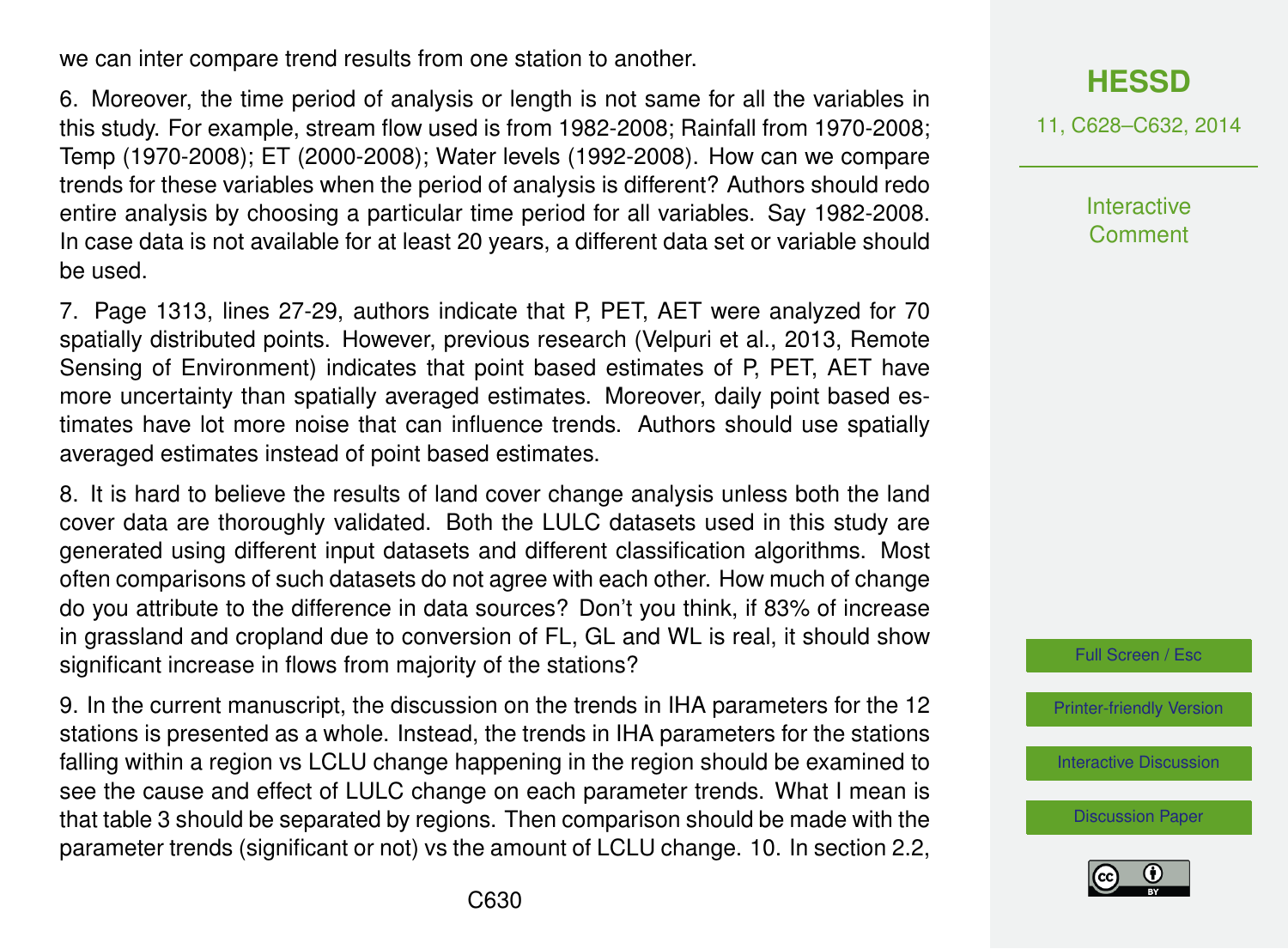we can inter compare trend results from one station to another.

6. Moreover, the time period of analysis or length is not same for all the variables in this study. For example, stream flow used is from 1982-2008; Rainfall from 1970-2008; Temp (1970-2008); ET (2000-2008); Water levels (1992-2008). How can we compare trends for these variables when the period of analysis is different? Authors should redo entire analysis by choosing a particular time period for all variables. Say 1982-2008. In case data is not available for at least 20 years, a different data set or variable should be used.

7. Page 1313, lines 27-29, authors indicate that P, PET, AET were analyzed for 70 spatially distributed points. However, previous research (Velpuri et al., 2013, Remote Sensing of Environment) indicates that point based estimates of P, PET, AET have more uncertainty than spatially averaged estimates. Moreover, daily point based estimates have lot more noise that can influence trends. Authors should use spatially averaged estimates instead of point based estimates.

8. It is hard to believe the results of land cover change analysis unless both the land cover data are thoroughly validated. Both the LULC datasets used in this study are generated using different input datasets and different classification algorithms. Most often comparisons of such datasets do not agree with each other. How much of change do you attribute to the difference in data sources? Don't you think, if 83% of increase in grassland and cropland due to conversion of FL, GL and WL is real, it should show significant increase in flows from majority of the stations?

9. In the current manuscript, the discussion on the trends in IHA parameters for the 12 stations is presented as a whole. Instead, the trends in IHA parameters for the stations falling within a region vs LCLU change happening in the region should be examined to see the cause and effect of LULC change on each parameter trends. What I mean is that table 3 should be separated by regions. Then comparison should be made with the parameter trends (significant or not) vs the amount of LCLU change. 10. In section 2.2,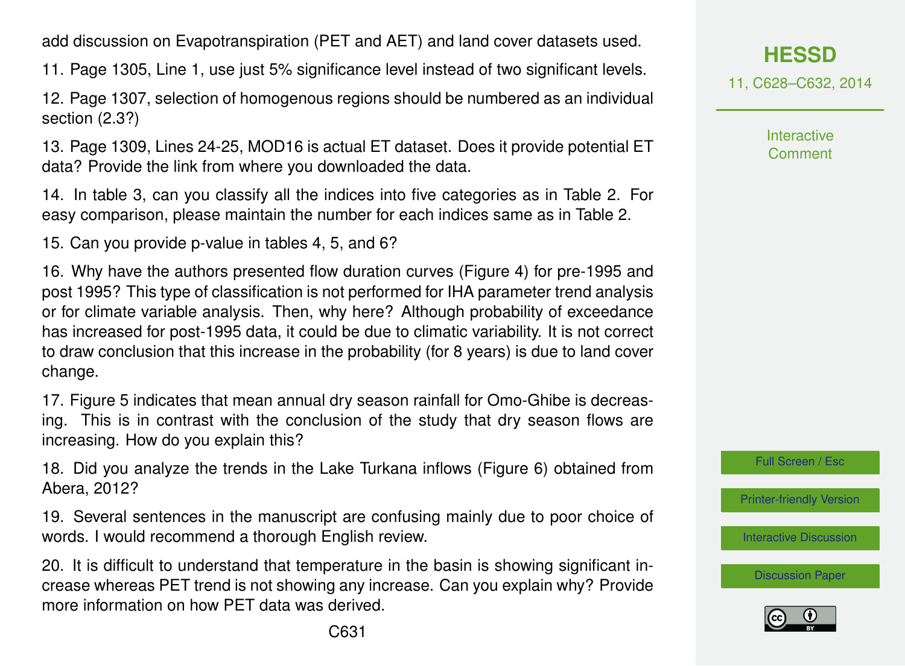add discussion on Evapotranspiration (PET and AET) and land cover datasets used.

11. Page 1305, Line 1, use just 5% significance level instead of two significant levels.

12. Page 1307, selection of homogenous regions should be numbered as an individual section (2.3?)

13. Page 1309, Lines 24-25, MOD16 is actual ET dataset. Does it provide potential ET data? Provide the link from where you downloaded the data.

14. In table 3, can you classify all the indices into five categories as in Table 2. For easy comparison, please maintain the number for each indices same as in Table 2.

15. Can you provide p-value in tables 4, 5, and 6?

16. Why have the authors presented flow duration curves (Figure 4) for pre-1995 and post 1995? This type of classification is not performed for IHA parameter trend analysis or for climate variable analysis. Then, why here? Although probability of exceedance has increased for post-1995 data, it could be due to climatic variability. It is not correct to draw conclusion that this increase in the probability (for 8 years) is due to land cover change.

17. Figure 5 indicates that mean annual dry season rainfall for Omo-Ghibe is decreasing. This is in contrast with the conclusion of the study that dry season flows are increasing. How do you explain this?

18. Did you analyze the trends in the Lake Turkana inflows (Figure 6) obtained from Abera, 2012?

19. Several sentences in the manuscript are confusing mainly due to poor choice of words. I would recommend a thorough English review.

20. It is difficult to understand that temperature in the basin is showing significant increase whereas PET trend is not showing any increase. Can you explain why? Provide more information on how PET data was derived.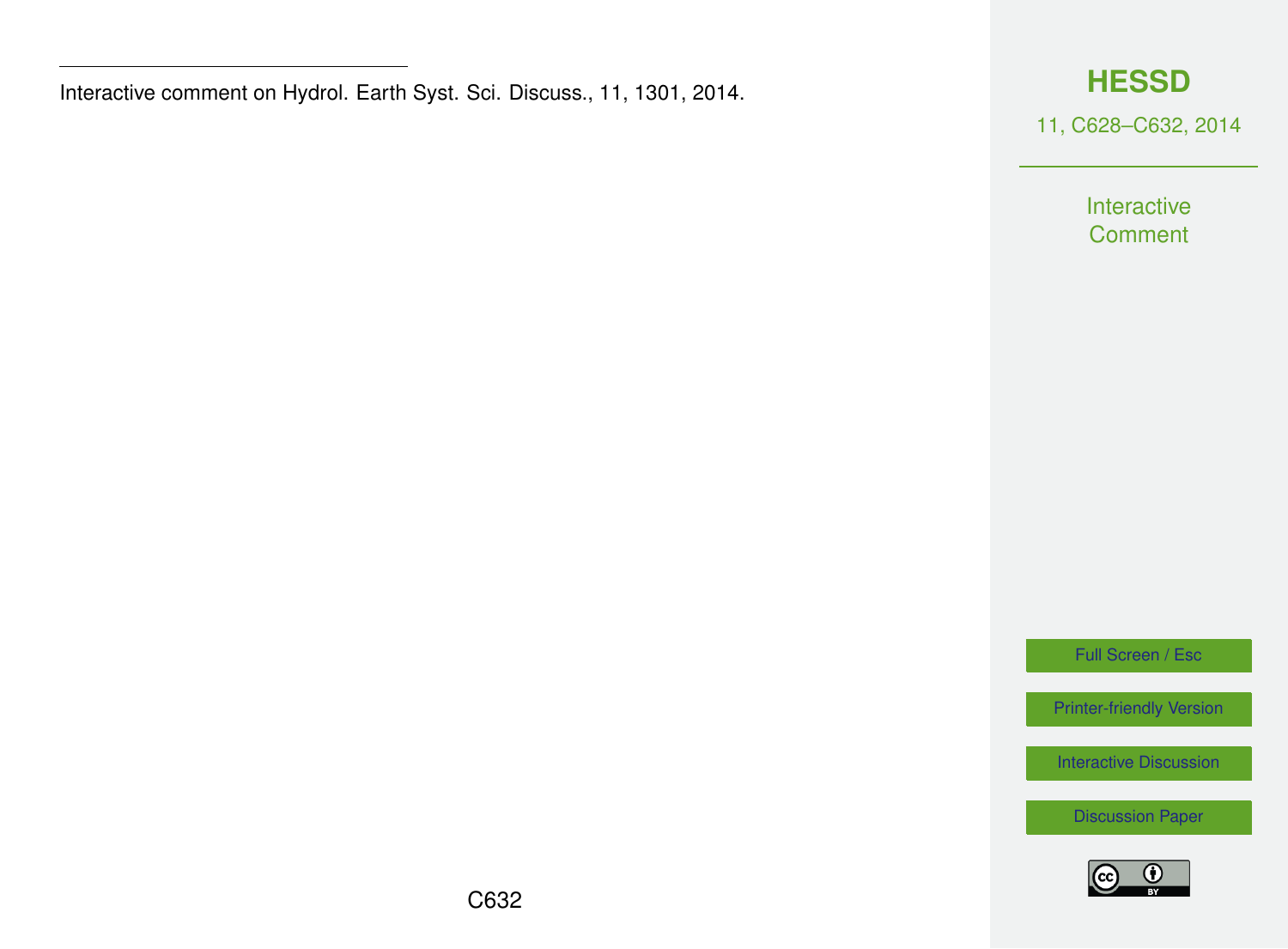Interactive comment on Hydrol. Earth Syst. Sci. Discuss., 11, 1301, 2014.